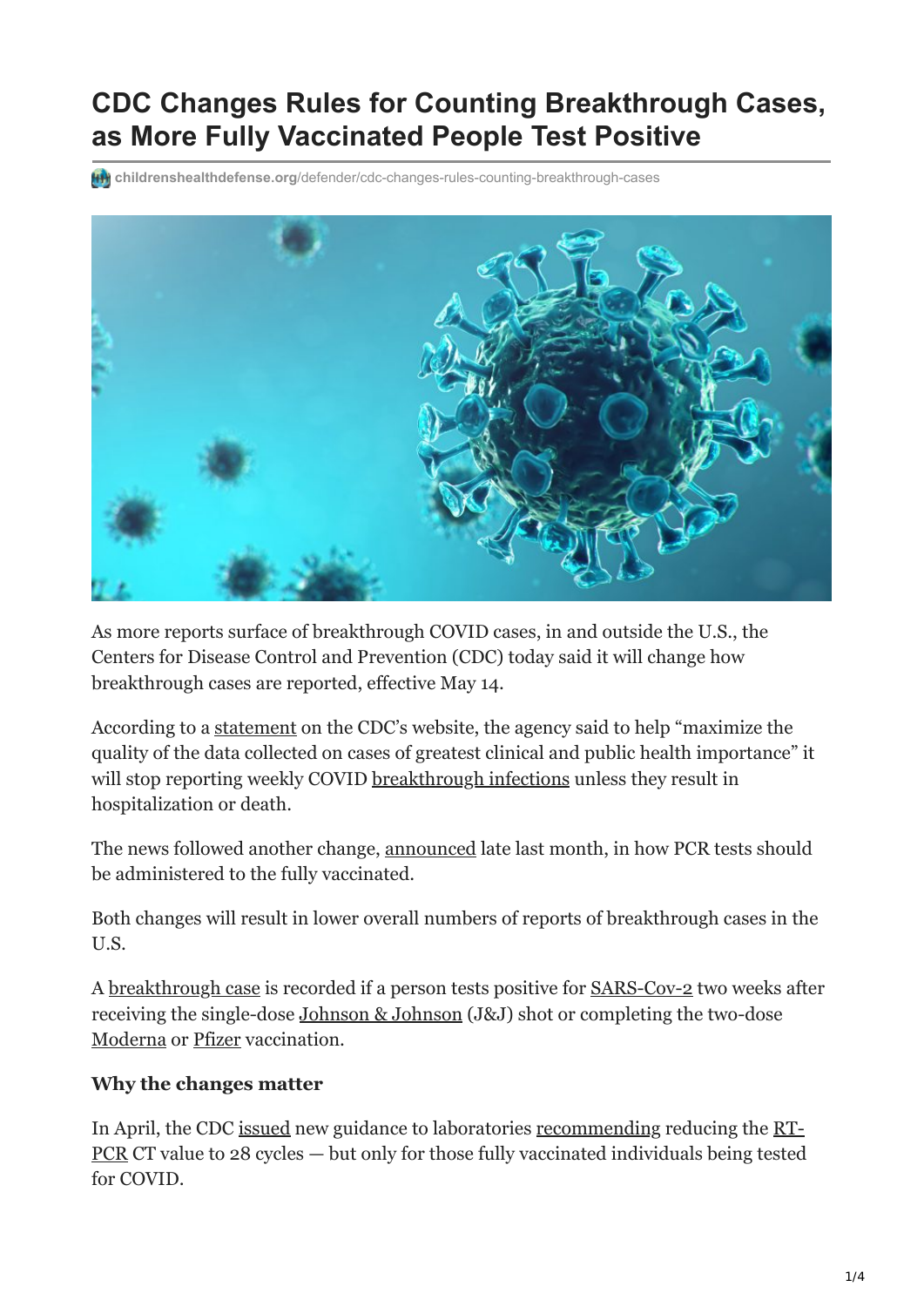# CDC Changes Rules for Counting Breakthrough Cases, as More Fully Vaccinated People Test Positive

childrenshealthdefense.org/defender/cdc-changes-rules-counting-breakthrough-cases

As more reports surface of breakthrough COVID cases, in and outside the U.S., the Centers for Disease Control and Prevention (CDC) today said it will change how breakthrough cases are reported, effective May 14.

According to a statement on the CDC's website, the agency said to help "maximize the quality of the data collected on cases of greatest clinical and public health importance" it will stop reporting weekly COVID breakthrough infections unless they result in hospitalization or death.

The news followed another change, announced late last month, in how PCR tests should be administered to the fully vaccinated.

Both changes will result in lower overall numbers of reports of breakthrough cases in the U.S.

A breakthrough case is recorded if a person tests positive for SARS-Cov-2 two weeks after receiving the single-dose Johnson & Johnson (J&J) shot or completing the two-dose Moderna or Pfizer vaccination.

**Why the changes matter**

In April, the CDC issued new guidance to laboratories recommending reducing the RT-PCR CT value to 28 cycles — but only for those fully vaccinated individuals being tested for COVID.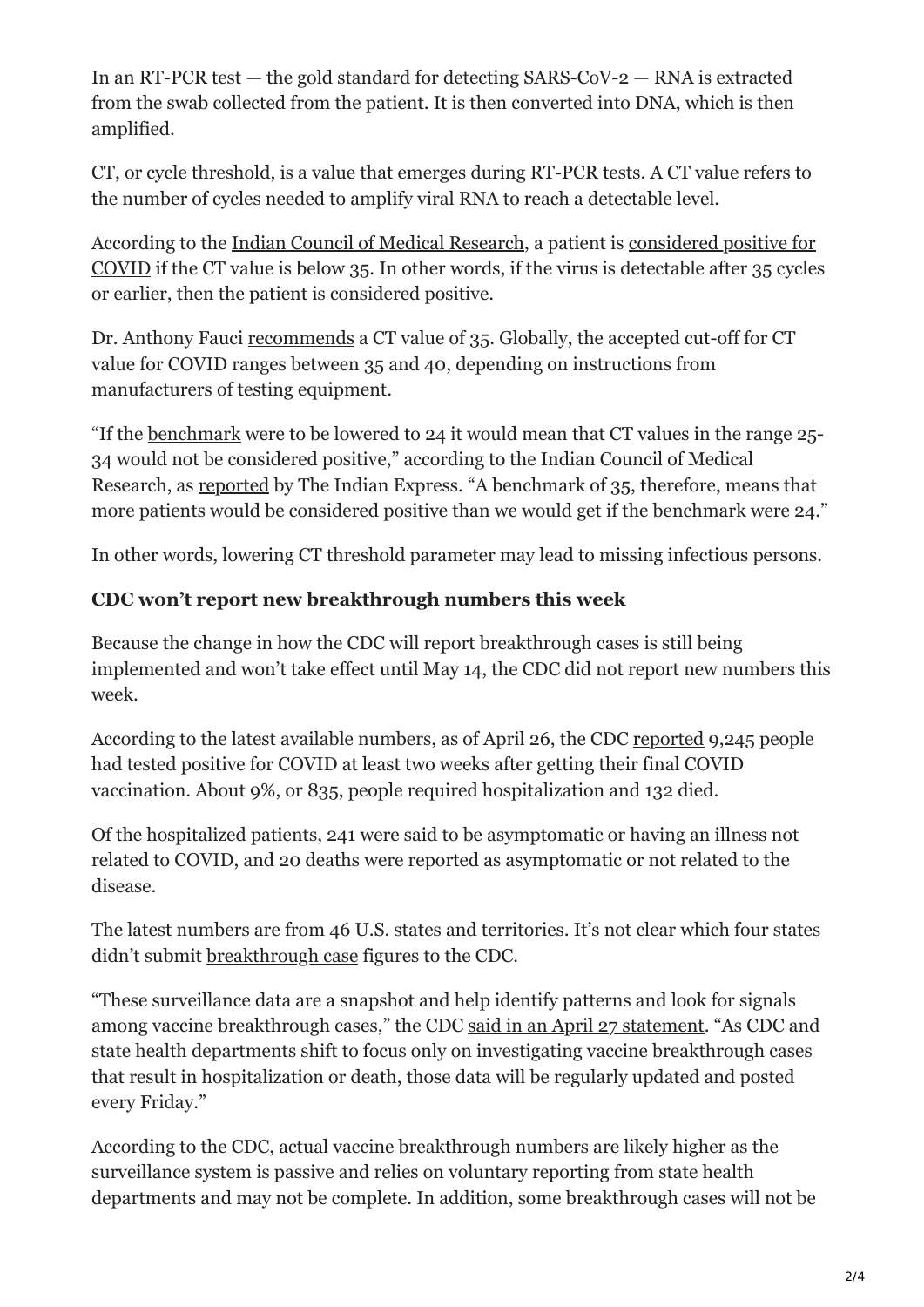In an RT-PCR test — the gold standard for detecting SARS-CoV-2 — RNA is extracted from the swab collected from the patient. It is then converted into DNA, which is then amplified.

CT, or cycle threshold, is a value that emerges during RT-PCR tests. A CT value refers to the number of cycles needed to amplify viral RNA to reach a detectable level.

According to the Indian Council of Medical Research, a patient is considered positive for COVID if the CT value is below 35. In other words, if the virus is detectable after 35 cycles or earlier, then the patient is considered positive.

Dr. Anthony Fauci recommends a CT value of 35. Globally, the accepted cut-off for CT value for COVID ranges between 35 and 40, depending on instructions from manufacturers of testing equipment.

"If the benchmark were to be lowered to 24 it would mean that CT values in the range 25-34 would not be considered positive," according to the Indian Council of Medical Research, as reported by The Indian Express. "A benchmark of 35, therefore, means that more patients would be considered positive than we would get if the benchmark were 24."

In other words, lowering CT threshold parameter may lead to missing infectious persons.

**CDC won't report new breakthrough numbers this week**

Because the change in how the CDC will report breakthrough cases is still being implemented and won't take effect until May 14, the CDC did not report new numbers this week.

According to the latest available numbers, as of April 26, the CDC reported 9,245 people had tested positive for COVID at least two weeks after getting their final COVID vaccination. About 9%, or 835, people required hospitalization and 132 died.

Of the hospitalized patients, 241 were said to be asymptomatic or having an illness not related to COVID, and 20 deaths were reported as asymptomatic or not related to the disease.

The latest numbers are from 46 U.S. states and territories. It's not clear which four states didn't submit breakthrough case figures to the CDC.

"These surveillance data are a snapshot and help identify patterns and look for signals among vaccine breakthrough cases," the CDC said in an April 27 statement. "As CDC and state health departments shift to focus only on investigating vaccine breakthrough cases that result in hospitalization or death, those data will be regularly updated and posted every Friday."

According to the CDC, actual vaccine breakthrough numbers are likely higher as the surveillance system is passive and relies on voluntary reporting from state health departments and may not be complete. In addition, some breakthrough cases will not be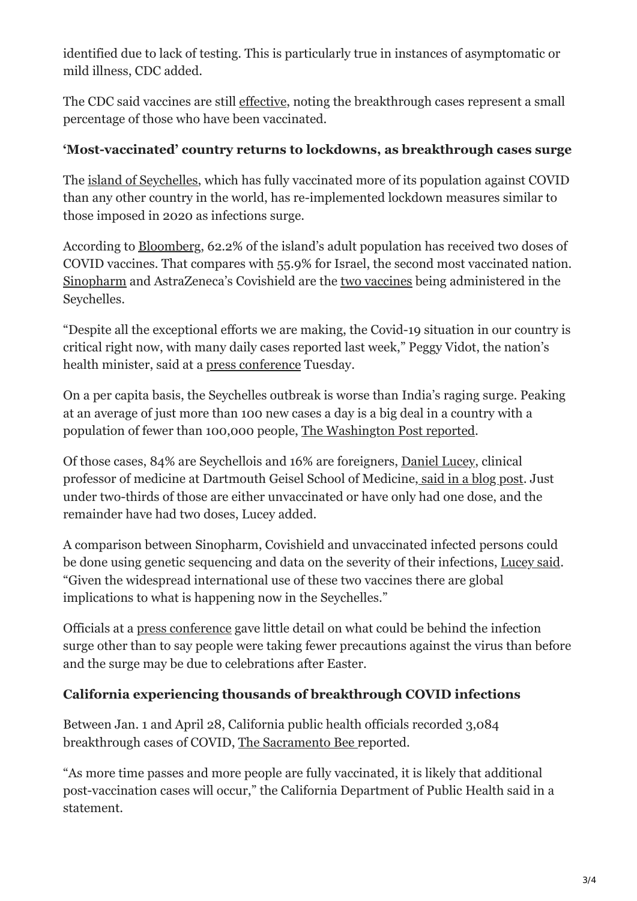identified due to lack of testing. This is particularly true in instances of asymptomatic or mild illness, CDC added.

The CDC said vaccines are still effective, noting the breakthrough cases represent a small percentage of those who have been vaccinated.

**'Most-vaccinated' country returns to lockdowns, as breakthrough cases surge**

The island of Seychelles, which has fully vaccinated more of its population against COVID than any other country in the world, has re-implemented lockdown measures similar to those imposed in 2020 as infections surge.

According to Bloomberg, 62.2% of the island's adult population has received two doses of COVID vaccines. That compares with 55.9% for Israel, the second most vaccinated nation. Sinopharm and AstraZeneca's Covishield are the two vaccines being administered in the Seychelles.

"Despite all the exceptional efforts we are making, the Covid-19 situation in our country is critical right now, with many daily cases reported last week," Peggy Vidot, the nation's health minister, said at a press conference Tuesday.

On a per capita basis, the Seychelles outbreak is worse than India's raging surge. Peaking at an average of just more than 100 new cases a day is a big deal in a country with a population of fewer than 100,000 people, The Washington Post reported.

Of those cases, 84% are Seychellois and 16% are foreigners, Daniel Lucey, clinical professor of medicine at Dartmouth Geisel School of Medicine, said in a blog post. Just under two-thirds of those are either unvaccinated or have only had one dose, and the remainder have had two doses, Lucey added.

A comparison between Sinopharm, Covishield and unvaccinated infected persons could be done using genetic sequencing and data on the severity of their infections, Lucey said. "Given the widespread international use of these two vaccines there are global implications to what is happening now in the Seychelles."

Officials at a press conference gave little detail on what could be behind the infection surge other than to say people were taking fewer precautions against the virus than before and the surge may be due to celebrations after Easter.

**California experiencing thousands of breakthrough COVID infections**

Between Jan. 1 and April 28, California public health officials recorded 3,084 breakthrough cases of COVID, The Sacramento Bee reported.

"As more time passes and more people are fully vaccinated, it is likely that additional post-vaccination cases will occur," the California Department of Public Health said in a statement.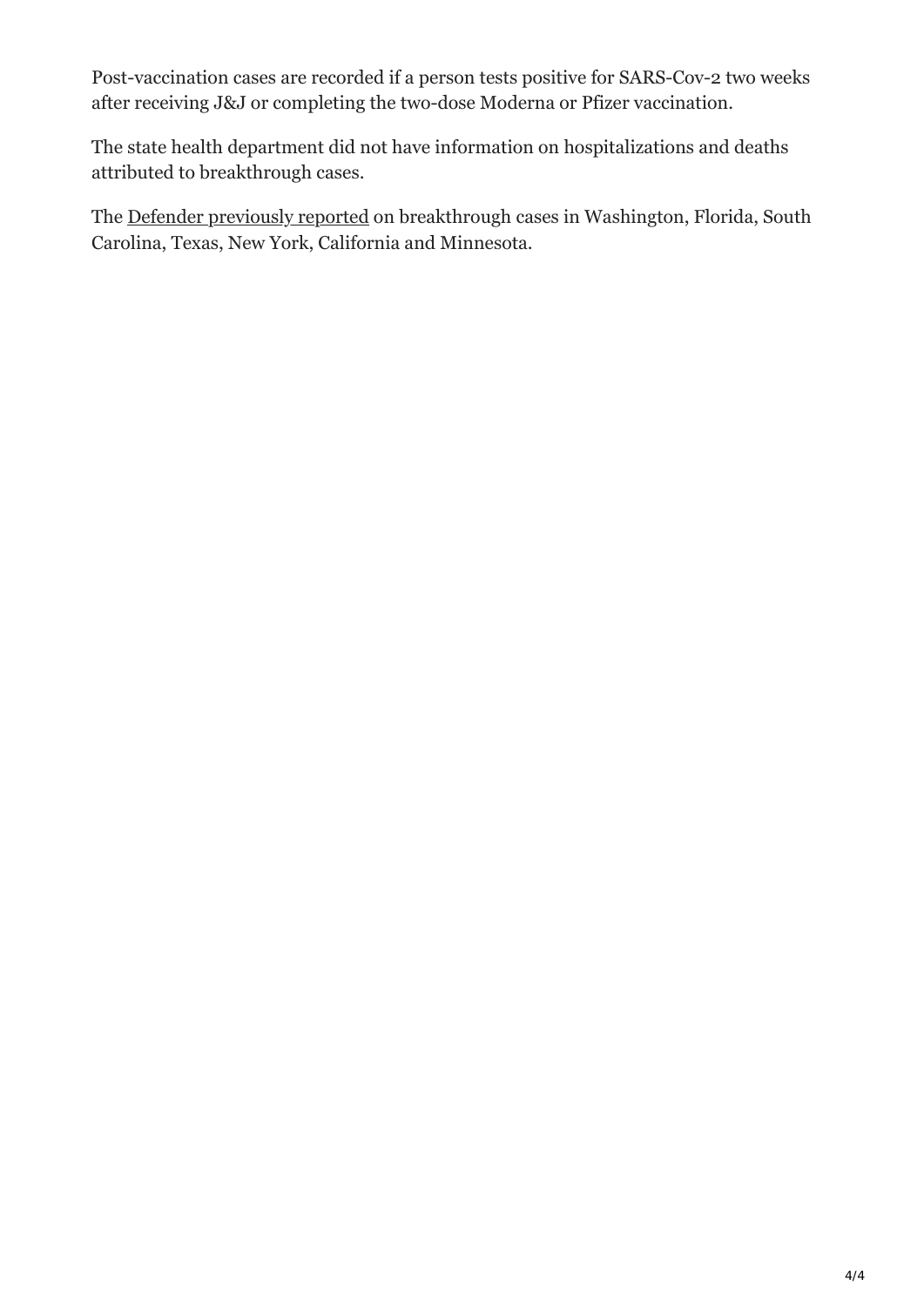Post-vaccination cases are recorded if a person tests positive for SARS-Cov-2 two weeks after receiving J&J or completing the two-dose Moderna or Pfizer vaccination.

The state health department did not have information on hospitalizations and deaths attributed to breakthrough cases.

The Defender previously reported on breakthrough cases in Washington, Florida, South Carolina, Texas, New York, California and Minnesota.